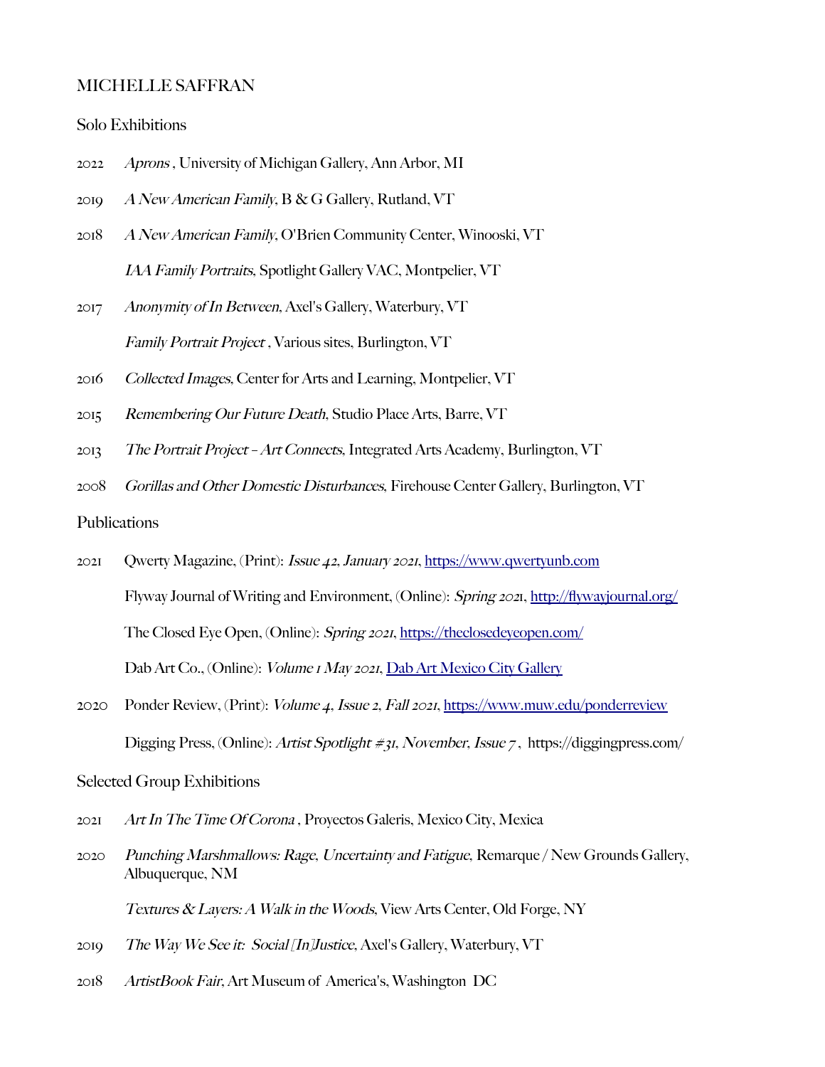# MICHELLE SAFFRAN

## Solo Exhibitions

2022 *Aprons* , University of Michigan Gallery, Ann Arbor, MI

2019 *A New American Family*, B & G Gallery, Rutland, VT

2018 *A New American Family*, O'Brien Community Center, Winooski, VT

*IAA Family Portraits*, Spotlight Gallery VAC, Montpelier, VT

2017 *Anonymity of In Between*, Axel's Gallery, Waterbury, VT

*Family Portrait Project* , Various sites, Burlington, VT

2016 *Collected Images*, Center for Arts and Learning, Montpelier, VT

2015 *Remembering Our Future Death*, Studio Place Arts, Barre, VT

2013 *The Portrait Project – Art Connects*, Integrated Arts Academy, Burlington, VT

2008 *Gorillas and Other Domestic Disturbances*, Firehouse Center Gallery, Burlington, VT

## Publications

2021 Qwerty Magazine, (Print): *Issue 42, January 2021*, https://www.qwertyunb.com

Flyway Journal of Writing and Environment, (Online): *Spring 2021*, http://flywayjournal.org/

The Closed Eye Open, (Online): *Spring 2021*, https://theclosedeyeopen.com/

Dab Art Co., (Online): *Volume 1 May 2021*, Dab Art Mexico City Gallery

2020 Ponder Review, (Print): *Volume 4, Issue 2, Fall 2021*, https://www.muw.edu/ponderreview

Digging Press, (Online): *Artist Spotlight #31, November, Issue 7* , https://diggingpress.com/

## Selected Group Exhibitions

2021 *Art In The Time Of Corona* , Proyectos Galeris, Mexico City, Mexica

2020 *Punching Marshmallows: Rage, Uncertainty and Fatigue*, Remarque / New Grounds Gallery, Albuquerque, NM

*Textures & Layers: A Walk in the Woods*, View Arts Center, Old Forge, NY

2019 *The Way We See it: Social [In]Justice*, Axel's Gallery, Waterbury, VT

2018 *ArtistBook Fair*, Art Museum of America's, Washington DC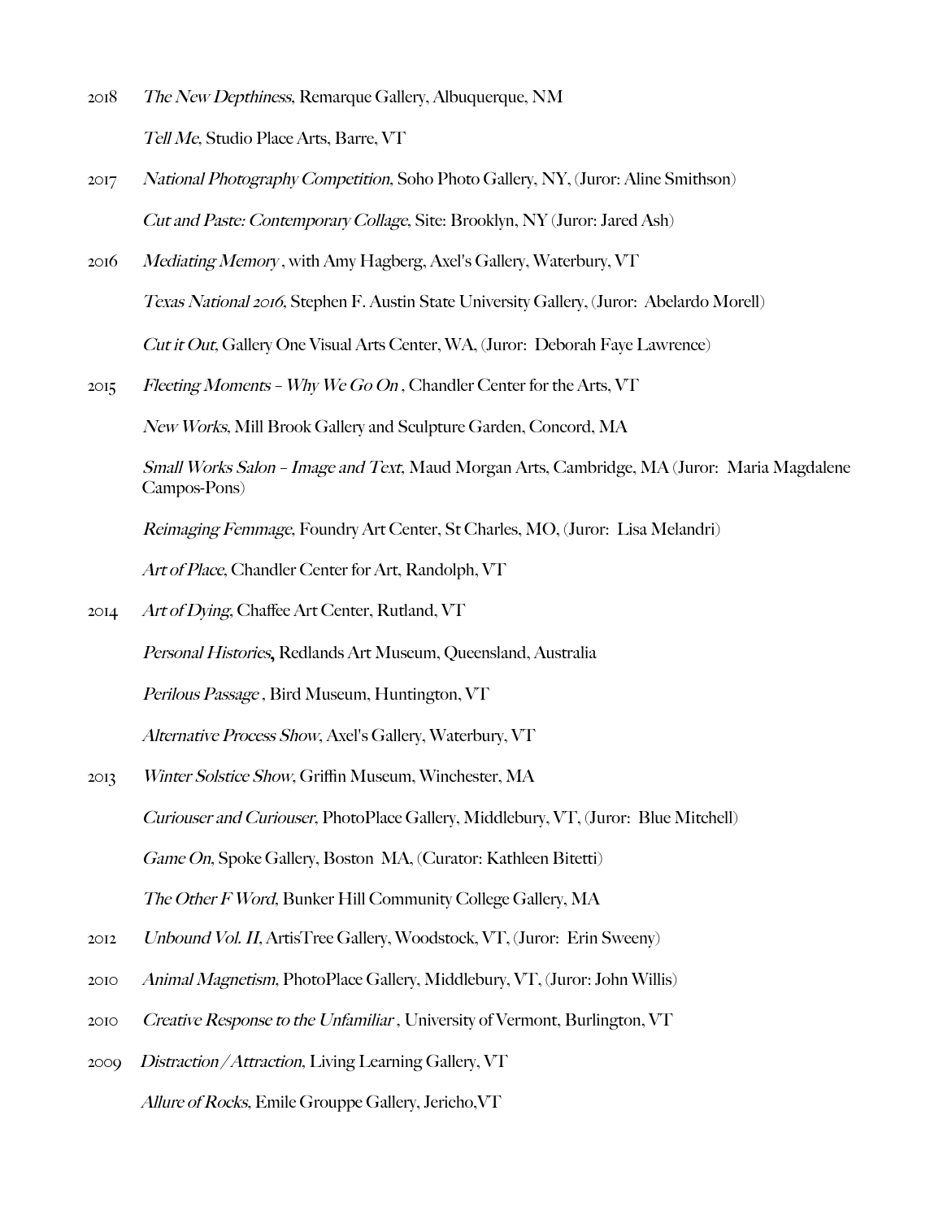2018 *The New Depthiness*, Remarque Gallery, Albuquerque, NM

*Tell Me*, Studio Place Arts, Barre, VT

2017 *National Photography Competition*, Soho Photo Gallery, NY, (Juror: Aline Smithson)

*Cut and Paste: Contemporary Collage*, Site: Brooklyn, NY (Juror: Jared Ash)

2016 *Mediating Memory* , with Amy Hagberg, Axel's Gallery, Waterbury, VT

*Texas National 2016*, Stephen F. Austin State University Gallery, (Juror: Abelardo Morell)

*Cut it Out*, Gallery One Visual Arts Center, WA, (Juror: Deborah Faye Lawrence)

2015 *Fleeting Moments – Why We Go On* , Chandler Center for the Arts, VT

*New Works,* Mill Brook Gallery and Sculpture Garden, Concord, MA

*Small Works Salon – Image and Text*, Maud Morgan Arts, Cambridge, MA (Juror: Maria Magdalene Campos-Pons)

*Reimaging Femmage*, Foundry Art Center, St Charles, MO, (Juror: Lisa Melandri)

*Art of Place*, Chandler Center for Art, Randolph, VT

2014 *Art of Dying*, Chaffee Art Center, Rutland, VT

*Personal Histories***,** Redlands Art Museum, Queensland, Australia

*Perilous Passage* , Bird Museum, Huntington, VT

*Alternative Process Show*, Axel's Gallery, Waterbury, VT

2013 *Winter Solstice Show*, Griffin Museum, Winchester, MA

*Curiouser and Curiouser*, PhotoPlace Gallery, Middlebury, VT, (Juror: Blue Mitchell)

*Game On*, Spoke Gallery, Boston MA, (Curator: Kathleen Bitetti)

*The Other F Word*, Bunker Hill Community College Gallery, MA

2012 *Unbound Vol. II*, ArtisTree Gallery, Woodstock, VT, (Juror: Erin Sweeny)

2010 *Animal Magnetism*, PhotoPlace Gallery, Middlebury, VT, (Juror: John Willis)

2010 *Creative Response to the Unfamiliar* , University of Vermont, Burlington, VT

2009 *Distraction / Attraction*, Living Learning Gallery, VT

*Allure of Rocks*, Emile Grouppe Gallery, Jericho,VT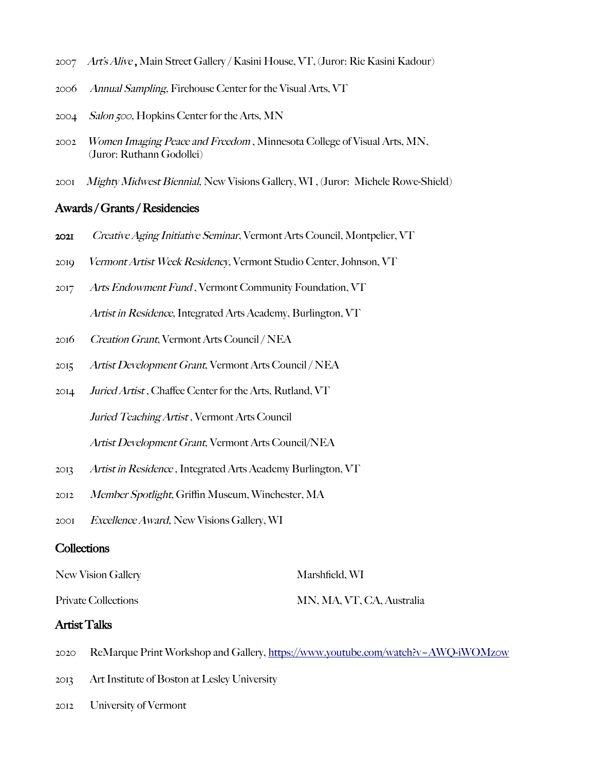2007 *Art's Alive* **,** Main Street Gallery / Kasini House, VT, (Juror: Ric Kasini Kadour)

2006 *Annual Sampling*, Firehouse Center for the Visual Arts, VT

2004 *Salon 500*, Hopkins Center for the Arts, MN

2002 *Women Imaging Peace and Freedom* , Minnesota College of Visual Arts, MN, (Juror: Ruthann Godollei)

2001 *Mighty Midwest Biennial*, New Visions Gallery, WI , (Juror: Michele Rowe-Shield)

## Awards / Grants / Residencies

**2021** *Creative Aging Initiative Seminar*, Vermont Arts Council, Montpelier, VT

2019 *Vermont Artist Week Residency*, Vermont Studio Center, Johnson, VT

2017 *Arts Endowment Fund* , Vermont Community Foundation, VT

*Artist in Residence*, Integrated Arts Academy, Burlington, VT

2016 *Creation Grant*, Vermont Arts Council / NEA

2015 *Artist Development Grant*, Vermont Arts Council / NEA

2014 *Juried Artist* , Chaffee Center for the Arts, Rutland, VT

*Juried Teaching Artist* , Vermont Arts Council

*Artist Development Grant*, Vermont Arts Council/NEA

2013 *Artist in Residence* , Integrated Arts Academy Burlington, VT

2012 *Member Spotlight*, Griffin Museum, Winchester, MA

2001 *Excellence Award*, New Visions Gallery, WI

## Collections

| | |
|---|---|
| New Vision Gallery | Marshfield, WI |
| Private Collections | MN, MA, VT, CA, Australia |

## Artist Talks

2020 ReMarque Print Workshop and Gallery, https://www.youtube.com/watch?v=AWQ-iWOMzow

2013 Art Institute of Boston at Lesley University

2012 University of Vermont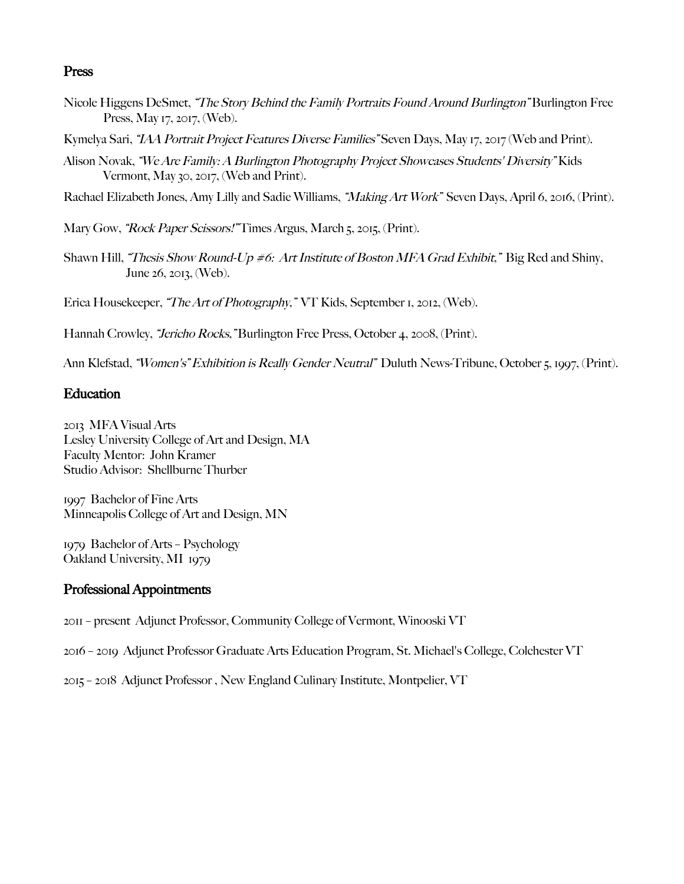## Press

Nicole Higgens DeSmet, *"The Story Behind the Family Portraits Found Around Burlington"* Burlington Free Press, May 17, 2017, (Web).

Kymelya Sari, *"IAA Portrait Project Features Diverse Families"* Seven Days, May 17, 2017 (Web and Print).

Alison Novak, *"We Are Family: A Burlington Photography Project Showcases Students' Diversity"* Kids Vermont, May 30, 2017, (Web and Print).

Rachael Elizabeth Jones, Amy Lilly and Sadie Williams, *"Making Art Work"* Seven Days, April 6, 2016, (Print).

Mary Gow, *"Rock Paper Scissors!"* Times Argus, March 5, 2015, (Print).

Shawn Hill, *"Thesis Show Round-Up #6: Art Institute of Boston MFA Grad Exhibit,"* Big Red and Shiny, June 26, 2013, (Web).

Erica Housekeeper, *"The Art of Photography,"* VT Kids, September 1, 2012, (Web).

Hannah Crowley, *"Jericho Rocks,"* Burlington Free Press, October 4, 2008, (Print).

Ann Klefstad, *"Women's" Exhibition is Really Gender Neutral"* Duluth News-Tribune, October 5, 1997, (Print).

## Education

2013 MFA Visual Arts
Lesley University College of Art and Design, MA
Faculty Mentor: John Kramer
Studio Advisor: Shellburne Thurber

1997 Bachelor of Fine Arts
Minneapolis College of Art and Design, MN

1979 Bachelor of Arts – Psychology
Oakland University, MI 1979

## Professional Appointments

2011 – present Adjunct Professor, Community College of Vermont, Winooski VT

2016 – 2019 Adjunct Professor Graduate Arts Education Program, St. Michael's College, Colchester VT

2015 – 2018 Adjunct Professor , New England Culinary Institute, Montpelier, VT